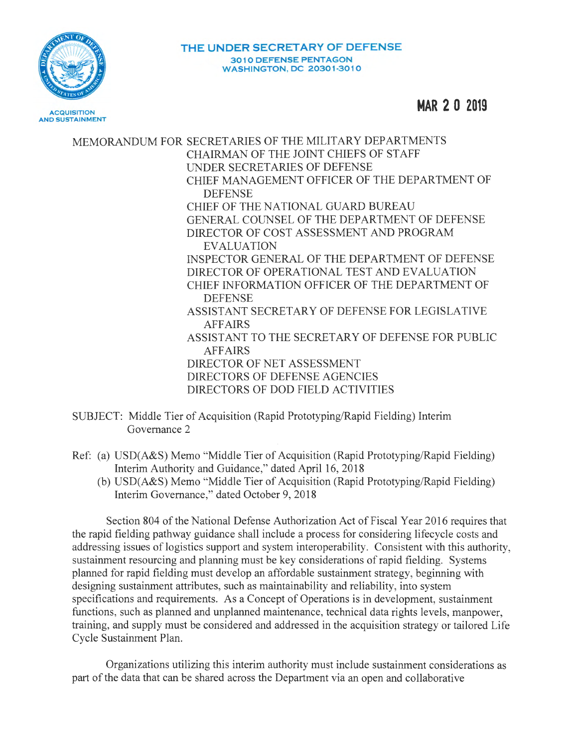# THE UNDER SECRETARY OF DEFENSE

3010 DEFENSE PENTAGON
WASHINGTON, DC 20301-3010

ACQUISITION AND SUSTAINMENT

MAR 20 2019

MEMORANDUM FOR SECRETARIES OF THE MILITARY DEPARTMENTS
CHAIRMAN OF THE JOINT CHIEFS OF STAFF
UNDER SECRETARIES OF DEFENSE
CHIEF MANAGEMENT OFFICER OF THE DEPARTMENT OF DEFENSE
CHIEF OF THE NATIONAL GUARD BUREAU
GENERAL COUNSEL OF THE DEPARTMENT OF DEFENSE
DIRECTOR OF COST ASSESSMENT AND PROGRAM EVALUATION
INSPECTOR GENERAL OF THE DEPARTMENT OF DEFENSE
DIRECTOR OF OPERATIONAL TEST AND EVALUATION
CHIEF INFORMATION OFFICER OF THE DEPARTMENT OF DEFENSE
ASSISTANT SECRETARY OF DEFENSE FOR LEGISLATIVE AFFAIRS
ASSISTANT TO THE SECRETARY OF DEFENSE FOR PUBLIC AFFAIRS
DIRECTOR OF NET ASSESSMENT
DIRECTORS OF DEFENSE AGENCIES
DIRECTORS OF DOD FIELD ACTIVITIES

SUBJECT: Middle Tier of Acquisition (Rapid Prototyping/Rapid Fielding) Interim Governance 2

Ref: (a) USD(A&S) Memo "Middle Tier of Acquisition (Rapid Prototyping/Rapid Fielding) Interim Authority and Guidance," dated April 16, 2018
(b) USD(A&S) Memo "Middle Tier of Acquisition (Rapid Prototyping/Rapid Fielding) Interim Governance," dated October 9, 2018

Section 804 of the National Defense Authorization Act of Fiscal Year 2016 requires that the rapid fielding pathway guidance shall include a process for considering lifecycle costs and addressing issues of logistics support and system interoperability. Consistent with this authority, sustainment resourcing and planning must be key considerations of rapid fielding. Systems planned for rapid fielding must develop an affordable sustainment strategy, beginning with designing sustainment attributes, such as maintainability and reliability, into system specifications and requirements. As a Concept of Operations is in development, sustainment functions, such as planned and unplanned maintenance, technical data rights levels, manpower, training, and supply must be considered and addressed in the acquisition strategy or tailored Life Cycle Sustainment Plan.

Organizations utilizing this interim authority must include sustainment considerations as part of the data that can be shared across the Department via an open and collaborative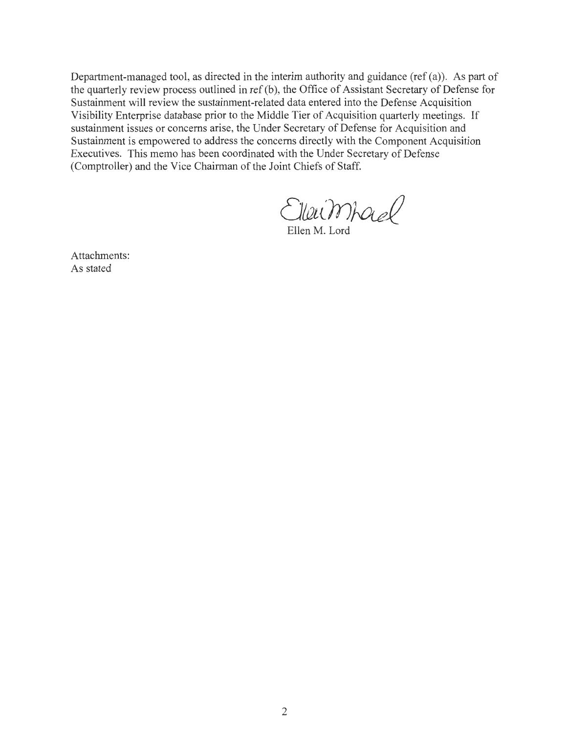Department-managed tool, as directed in the interim authority and guidance (ref (a)). As part of the quarterly review process outlined in ref (b), the Office of Assistant Secretary of Defense for Sustainment will review the sustainment-related data entered into the Defense Acquisition Visibility Enterprise database prior to the Middle Tier of Acquisition quarterly meetings. If sustainment issues or concerns arise, the Under Secretary of Defense for Acquisition and Sustainment is empowered to address the concerns directly with the Component Acquisition Executives. This memo has been coordinated with the Under Secretary of Defense (Comptroller) and the Vice Chairman of the Joint Chiefs of Staff.

Ellen M. Lord

Attachments:
As stated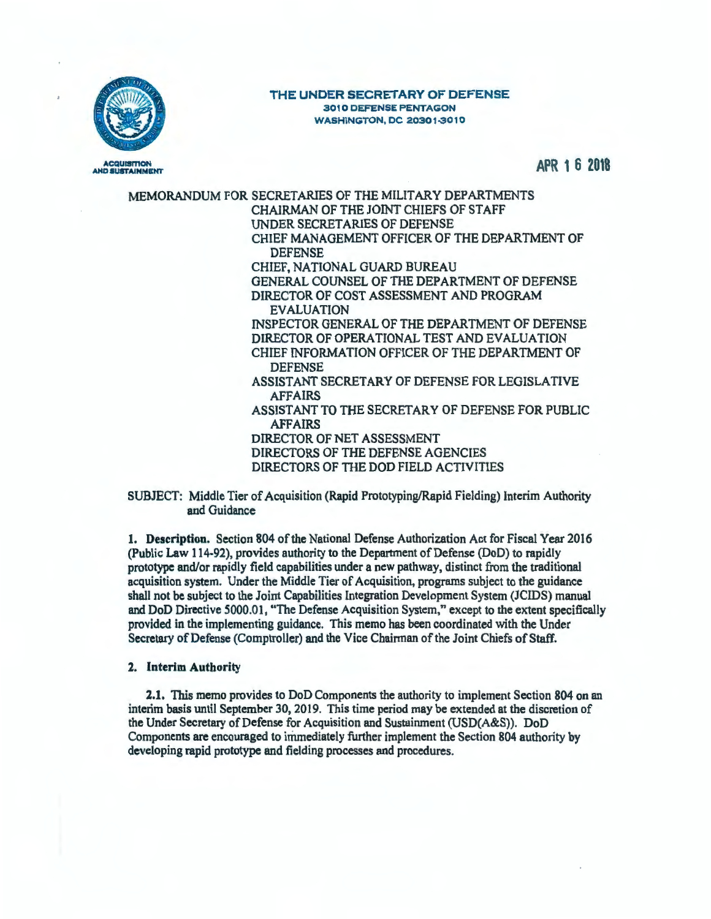**THE UNDER SECRETARY OF DEFENSE**
**3010 DEFENSE PENTAGON**
**WASHINGTON, DC 20301-3010**

ACQUISITION AND SUSTAINMENT

APR 16 2018

MEMORANDUM FOR SECRETARIES OF THE MILITARY DEPARTMENTS
CHAIRMAN OF THE JOINT CHIEFS OF STAFF
UNDER SECRETARIES OF DEFENSE
CHIEF MANAGEMENT OFFICER OF THE DEPARTMENT OF DEFENSE
CHIEF, NATIONAL GUARD BUREAU
GENERAL COUNSEL OF THE DEPARTMENT OF DEFENSE
DIRECTOR OF COST ASSESSMENT AND PROGRAM EVALUATION
INSPECTOR GENERAL OF THE DEPARTMENT OF DEFENSE
DIRECTOR OF OPERATIONAL TEST AND EVALUATION
CHIEF INFORMATION OFFICER OF THE DEPARTMENT OF DEFENSE
ASSISTANT SECRETARY OF DEFENSE FOR LEGISLATIVE AFFAIRS
ASSISTANT TO THE SECRETARY OF DEFENSE FOR PUBLIC AFFAIRS
DIRECTOR OF NET ASSESSMENT
DIRECTORS OF THE DEFENSE AGENCIES
DIRECTORS OF THE DOD FIELD ACTIVITIES

SUBJECT: Middle Tier of Acquisition (Rapid Prototyping/Rapid Fielding) Interim Authority and Guidance

**1. Description.** Section 804 of the National Defense Authorization Act for Fiscal Year 2016 (Public Law 114-92), provides authority to the Department of Defense (DoD) to rapidly prototype and/or rapidly field capabilities under a new pathway, distinct from the traditional acquisition system. Under the Middle Tier of Acquisition, programs subject to the guidance shall not be subject to the Joint Capabilities Integration Development System (JCIDS) manual and DoD Directive 5000.01, "The Defense Acquisition System," except to the extent specifically provided in the implementing guidance. This memo has been coordinated with the Under Secretary of Defense (Comptroller) and the Vice Chairman of the Joint Chiefs of Staff.

**2. Interim Authority**

**2.1.** This memo provides to DoD Components the authority to implement Section 804 on an interim basis until September 30, 2019. This time period may be extended at the discretion of the Under Secretary of Defense for Acquisition and Sustainment (USD(A&S)). DoD Components are encouraged to immediately further implement the Section 804 authority by developing rapid prototype and fielding processes and procedures.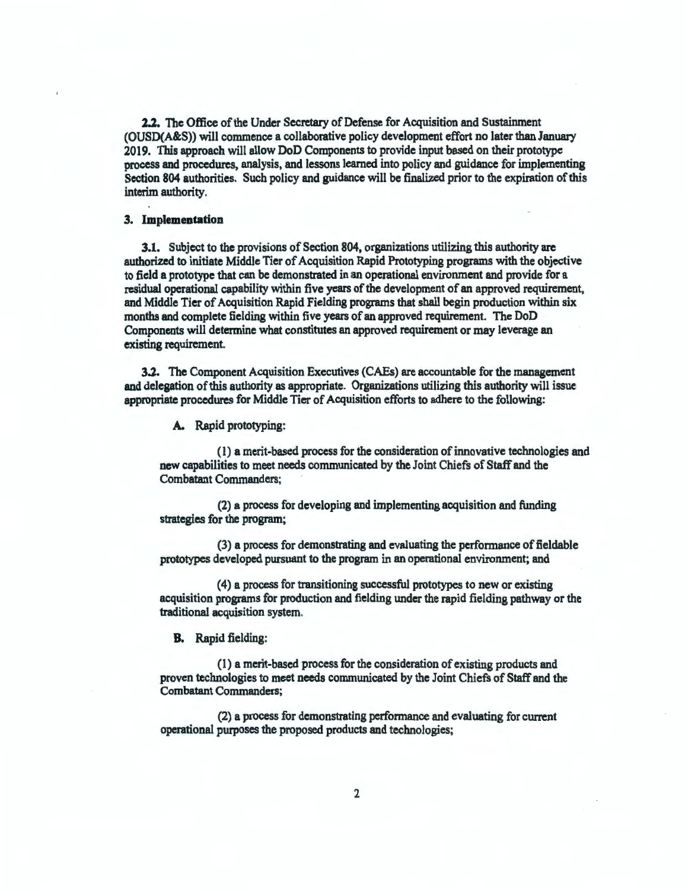**2.2.** The Office of the Under Secretary of Defense for Acquisition and Sustainment (OUSD(A&S)) will commence a collaborative policy development effort no later than January 2019. This approach will allow DoD Components to provide input based on their prototype process and procedures, analysis, and lessons learned into policy and guidance for implementing Section 804 authorities. Such policy and guidance will be finalized prior to the expiration of this interim authority.

## 3. Implementation

**3.1.** Subject to the provisions of Section 804, organizations utilizing this authority are authorized to initiate Middle Tier of Acquisition Rapid Prototyping programs with the objective to field a prototype that can be demonstrated in an operational environment and provide for a residual operational capability within five years of the development of an approved requirement, and Middle Tier of Acquisition Rapid Fielding programs that shall begin production within six months and complete fielding within five years of an approved requirement. The DoD Components will determine what constitutes an approved requirement or may leverage an existing requirement.

**3.2.** The Component Acquisition Executives (CAEs) are accountable for the management and delegation of this authority as appropriate. Organizations utilizing this authority will issue appropriate procedures for Middle Tier of Acquisition efforts to adhere to the following:

**A.** Rapid prototyping:

(1) a merit-based process for the consideration of innovative technologies and new capabilities to meet needs communicated by the Joint Chiefs of Staff and the Combatant Commanders;

(2) a process for developing and implementing acquisition and funding strategies for the program;

(3) a process for demonstrating and evaluating the performance of fieldable prototypes developed pursuant to the program in an operational environment; and

(4) a process for transitioning successful prototypes to new or existing acquisition programs for production and fielding under the rapid fielding pathway or the traditional acquisition system.

**B.** Rapid fielding:

(1) a merit-based process for the consideration of existing products and proven technologies to meet needs communicated by the Joint Chiefs of Staff and the Combatant Commanders;

(2) a process for demonstrating performance and evaluating for current operational purposes the proposed products and technologies;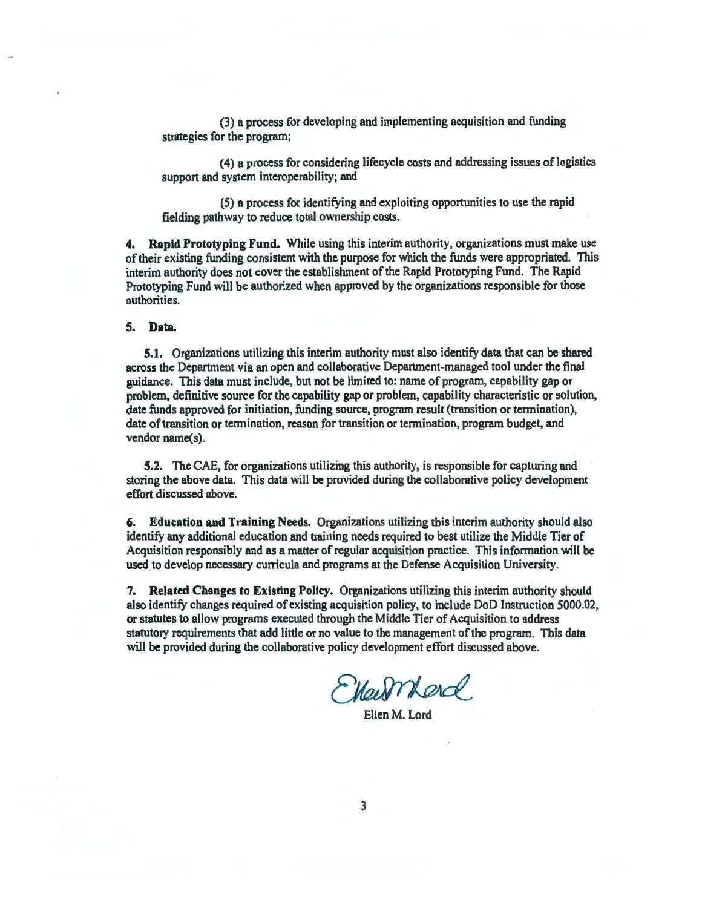(3) a process for developing and implementing acquisition and funding strategies for the program;

(4) a process for considering lifecycle costs and addressing issues of logistics support and system interoperability; and

(5) a process for identifying and exploiting opportunities to use the rapid fielding pathway to reduce total ownership costs.

**4. Rapid Prototyping Fund.** While using this interim authority, organizations must make use of their existing funding consistent with the purpose for which the funds were appropriated. This interim authority does not cover the establishment of the Rapid Prototyping Fund. The Rapid Prototyping Fund will be authorized when approved by the organizations responsible for those authorities.

**5. Data.**

**5.1.** Organizations utilizing this interim authority must also identify data that can be shared across the Department via an open and collaborative Department-managed tool under the final guidance. This data must include, but not be limited to: name of program, capability gap or problem, definitive source for the capability gap or problem, capability characteristic or solution, date funds approved for initiation, funding source, program result (transition or termination), date of transition or termination, reason for transition or termination, program budget, and vendor name(s).

**5.2.** The CAE, for organizations utilizing this authority, is responsible for capturing and storing the above data. This data will be provided during the collaborative policy development effort discussed above.

**6. Education and Training Needs.** Organizations utilizing this interim authority should also identify any additional education and training needs required to best utilize the Middle Tier of Acquisition responsibly and as a matter of regular acquisition practice. This information will be used to develop necessary curricula and programs at the Defense Acquisition University.

**7. Related Changes to Existing Policy.** Organizations utilizing this interim authority should also identify changes required of existing acquisition policy, to include DoD Instruction 5000.02, or statutes to allow programs executed through the Middle Tier of Acquisition to address statutory requirements that add little or no value to the management of the program. This data will be provided during the collaborative policy development effort discussed above.

Ellen M. Lord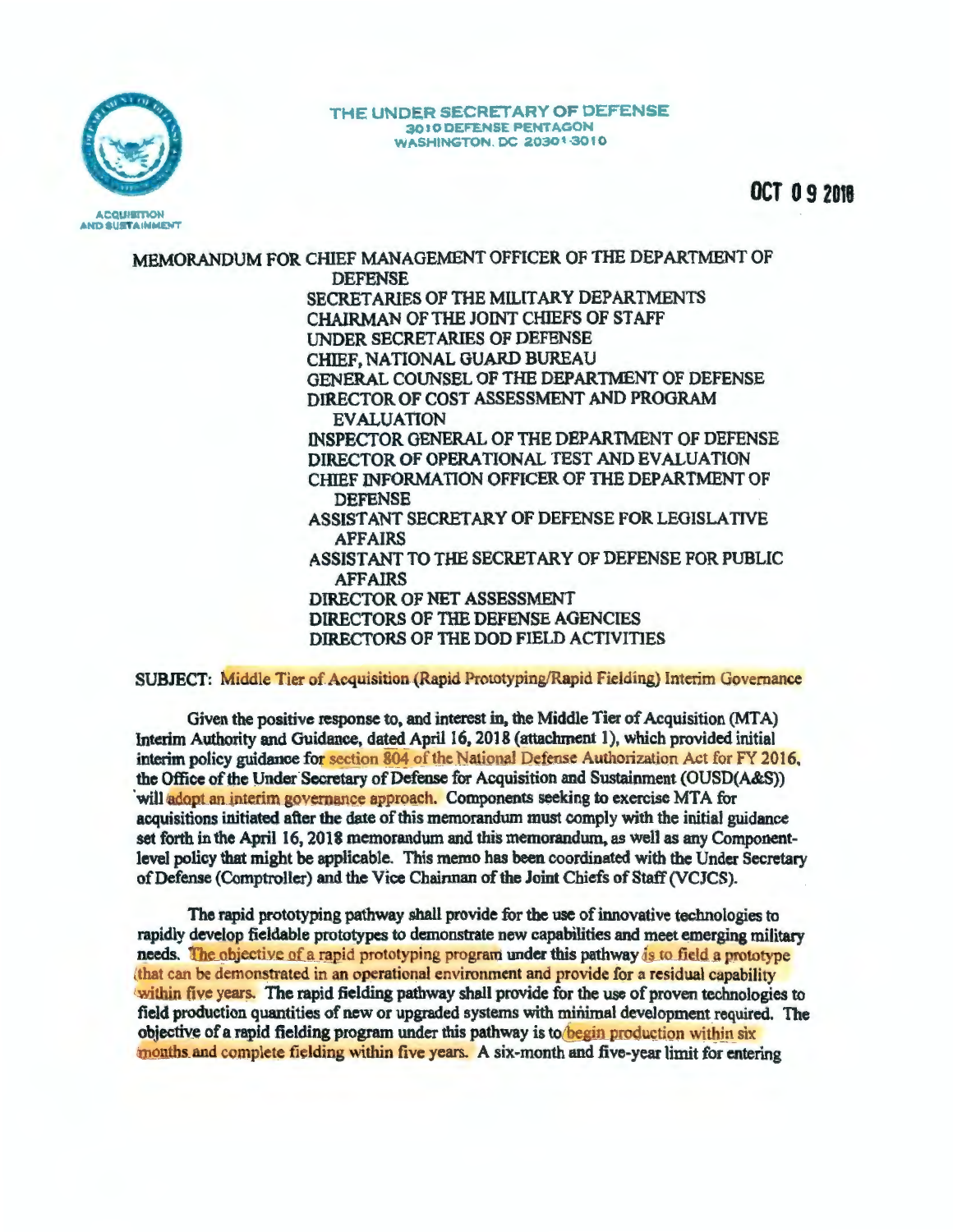THE UNDER SECRETARY OF DEFENSE
3010 DEFENSE PENTAGON
WASHINGTON, DC 20301-3010

ACQUISITION AND SUSTAINMENT

OCT 09 2018

MEMORANDUM FOR CHIEF MANAGEMENT OFFICER OF THE DEPARTMENT OF DEFENSE
SECRETARIES OF THE MILITARY DEPARTMENTS
CHAIRMAN OF THE JOINT CHIEFS OF STAFF
UNDER SECRETARIES OF DEFENSE
CHIEF, NATIONAL GUARD BUREAU
GENERAL COUNSEL OF THE DEPARTMENT OF DEFENSE
DIRECTOR OF COST ASSESSMENT AND PROGRAM EVALUATION
INSPECTOR GENERAL OF THE DEPARTMENT OF DEFENSE
DIRECTOR OF OPERATIONAL TEST AND EVALUATION
CHIEF INFORMATION OFFICER OF THE DEPARTMENT OF DEFENSE
ASSISTANT SECRETARY OF DEFENSE FOR LEGISLATIVE AFFAIRS
ASSISTANT TO THE SECRETARY OF DEFENSE FOR PUBLIC AFFAIRS
DIRECTOR OF NET ASSESSMENT
DIRECTORS OF THE DEFENSE AGENCIES
DIRECTORS OF THE DOD FIELD ACTIVITIES

SUBJECT: Middle Tier of Acquisition (Rapid Prototyping/Rapid Fielding) Interim Governance

Given the positive response to, and interest in, the Middle Tier of Acquisition (MTA) Interim Authority and Guidance, dated April 16, 2018 (attachment 1), which provided initial interim policy guidance for section 804 of the National Defense Authorization Act for FY 2016, the Office of the Under Secretary of Defense for Acquisition and Sustainment (OUSD(A&S)) will adopt an interim governance approach. Components seeking to exercise MTA for acquisitions initiated after the date of this memorandum must comply with the initial guidance set forth in the April 16, 2018 memorandum and this memorandum, as well as any Component-level policy that might be applicable. This memo has been coordinated with the Under Secretary of Defense (Comptroller) and the Vice Chairman of the Joint Chiefs of Staff (VCJCS).

The rapid prototyping pathway shall provide for the use of innovative technologies to rapidly develop fieldable prototypes to demonstrate new capabilities and meet emerging military needs. The objective of a rapid prototyping program under this pathway is to field a prototype that can be demonstrated in an operational environment and provide for a residual capability within five years. The rapid fielding pathway shall provide for the use of proven technologies to field production quantities of new or upgraded systems with minimal development required. The objective of a rapid fielding program under this pathway is to begin production within six months and complete fielding within five years. A six-month and five-year limit for entering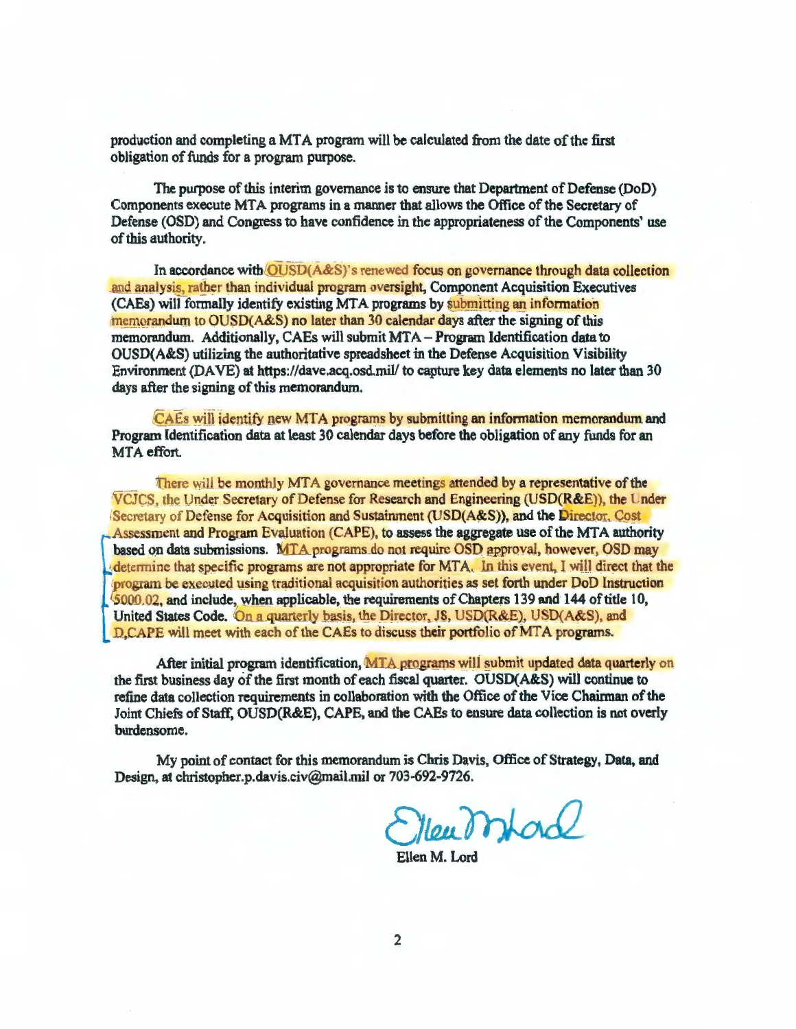production and completing a MTA program will be calculated from the date of the first obligation of funds for a program purpose.

The purpose of this interim governance is to ensure that Department of Defense (DoD) Components execute MTA programs in a manner that allows the Office of the Secretary of Defense (OSD) and Congress to have confidence in the appropriateness of the Components' use of this authority.

In accordance with OUSD(A&S)'s renewed focus on governance through data collection and analysis, rather than individual program oversight, Component Acquisition Executives (CAEs) will formally identify existing MTA programs by submitting an information memorandum to OUSD(A&S) no later than 30 calendar days after the signing of this memorandum. Additionally, CAEs will submit MTA – Program Identification data to OUSD(A&S) utilizing the authoritative spreadsheet in the Defense Acquisition Visibility Environment (DAVE) at https://dave.acq.osd.mil/ to capture key data elements no later than 30 days after the signing of this memorandum.

CAEs will identify new MTA programs by submitting an information memorandum and Program Identification data at least 30 calendar days before the obligation of any funds for an MTA effort.

There will be monthly MTA governance meetings attended by a representative of the VCJCS, the Under Secretary of Defense for Research and Engineering (USD(R&E)), the Under Secretary of Defense for Acquisition and Sustainment (USD(A&S)), and the Director, Cost Assessment and Program Evaluation (CAPE), to assess the aggregate use of the MTA authority based on data submissions. MTA programs do not require OSD approval, however, OSD may determine that specific programs are not appropriate for MTA. In this event, I will direct that the program be executed using traditional acquisition authorities as set forth under DoD Instruction 5000.02, and include, when applicable, the requirements of Chapters 139 and 144 of title 10, United States Code. On a quarterly basis, the Director, JS, USD(R&E), USD(A&S), and D,CAPE will meet with each of the CAEs to discuss their portfolio of MTA programs.

After initial program identification, MTA programs will submit updated data quarterly on the first business day of the first month of each fiscal quarter. OUSD(A&S) will continue to refine data collection requirements in collaboration with the Office of the Vice Chairman of the Joint Chiefs of Staff, OUSD(R&E), CAPE, and the CAEs to ensure data collection is not overly burdensome.

My point of contact for this memorandum is Chris Davis, Office of Strategy, Data, and Design, at christopher.p.davis.civ@mail.mil or 703-692-9726.

Ellen M. Lord